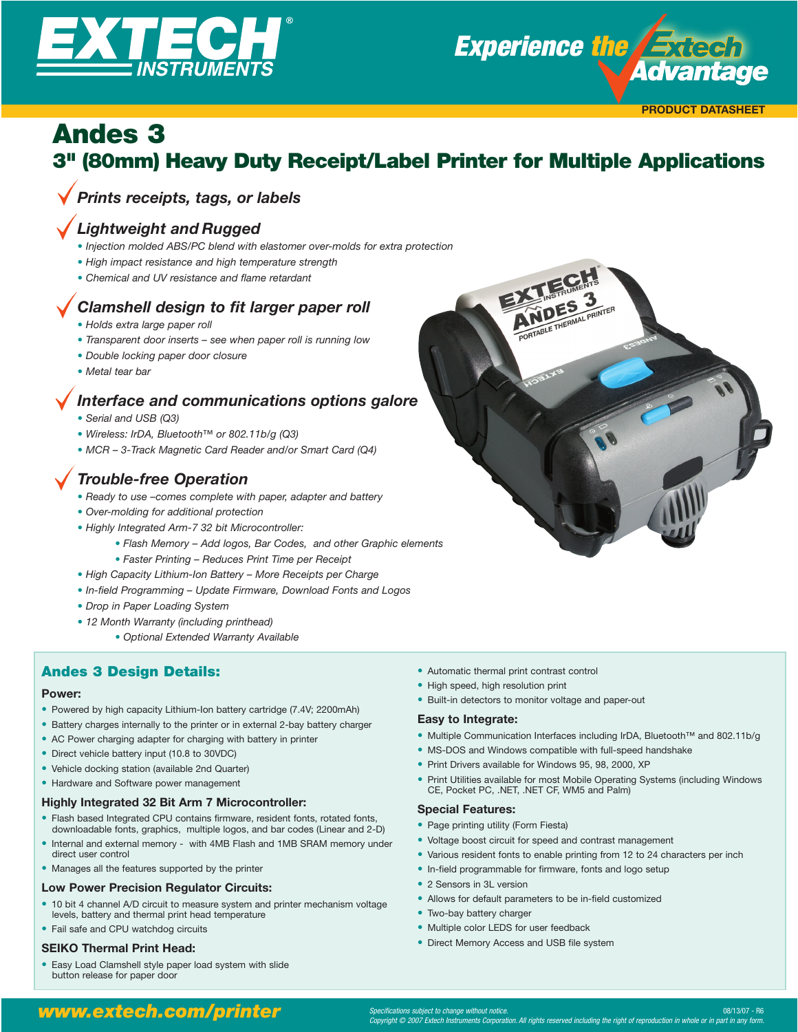EXTECH INSTRUMENTS

Experience the Extech Advantage

PRODUCT DATASHEET

# Andes 3

## 3" (80mm) Heavy Duty Receipt/Label Printer for Multiple Applications

### ✓ *Prints receipts, tags, or labels*

### ✓ *Lightweight and Rugged*

- *Injection molded ABS/PC blend with elastomer over-molds for extra protection*
- *High impact resistance and high temperature strength*
- *Chemical and UV resistance and flame retardant*

### ✓ *Clamshell design to fit larger paper roll*

- *Holds extra large paper roll*
- *Transparent door inserts – see when paper roll is running low*
- *Double locking paper door closure*
- *Metal tear bar*

### ✓ *Interface and communications options galore*

- *Serial and USB (Q3)*
- *Wireless: IrDA, Bluetooth™ or 802.11b/g (Q3)*
- *MCR – 3-Track Magnetic Card Reader and/or Smart Card (Q4)*

### ✓ *Trouble-free Operation*

- *Ready to use –comes complete with paper, adapter and battery*
- *Over-molding for additional protection*
- *Highly Integrated Arm-7 32 bit Microcontroller:*
  - *Flash Memory – Add logos, Bar Codes, and other Graphic elements*
  - *Faster Printing – Reduces Print Time per Receipt*
- *High Capacity Lithium-Ion Battery – More Receipts per Charge*
- *In-field Programming – Update Firmware, Download Fonts and Logos*
- *Drop in Paper Loading System*
- *12 Month Warranty (including printhead)*
  - *Optional Extended Warranty Available*

## Andes 3 Design Details:

### Power:

- Powered by high capacity Lithium-Ion battery cartridge (7.4V; 2200mAh)
- Battery charges internally to the printer or in external 2-bay battery charger
- AC Power charging adapter for charging with battery in printer
- Direct vehicle battery input (10.8 to 30VDC)
- Vehicle docking station (available 2nd Quarter)
- Hardware and Software power management

### Highly Integrated 32 Bit Arm 7 Microcontroller:

- Flash based Integrated CPU contains firmware, resident fonts, rotated fonts, downloadable fonts, graphics, multiple logos, and bar codes (Linear and 2-D)
- Internal and external memory - with 4MB Flash and 1MB SRAM memory under direct user control
- Manages all the features supported by the printer

### Low Power Precision Regulator Circuits:

- 10 bit 4 channel A/D circuit to measure system and printer mechanism voltage levels, battery and thermal print head temperature
- Fail safe and CPU watchdog circuits

### SEIKO Thermal Print Head:

- Easy Load Clamshell style paper load system with slide button release for paper door
- Automatic thermal print contrast control
- High speed, high resolution print
- Built-in detectors to monitor voltage and paper-out

### Easy to Integrate:

- Multiple Communication Interfaces including IrDA, Bluetooth™ and 802.11b/g
- MS-DOS and Windows compatible with full-speed handshake
- Print Drivers available for Windows 95, 98, 2000, XP
- Print Utilities available for most Mobile Operating Systems (including Windows CE, Pocket PC, .NET, .NET CF, WM5 and Palm)

### Special Features:

- Page printing utility (Form Fiesta)
- Voltage boost circuit for speed and contrast management
- Various resident fonts to enable printing from 12 to 24 characters per inch
- In-field programmable for firmware, fonts and logo setup
- 2 Sensors in 3L version
- Allows for default parameters to be in-field customized
- Two-bay battery charger
- Multiple color LEDS for user feedback
- Direct Memory Access and USB file system

www.extech.com/printer

*Specifications subject to change without notice.*
*Copyright © 2007 Extech Instruments Corporation. All rights reserved including the right of reproduction in whole or in part in any form.*

08/13/07 - R6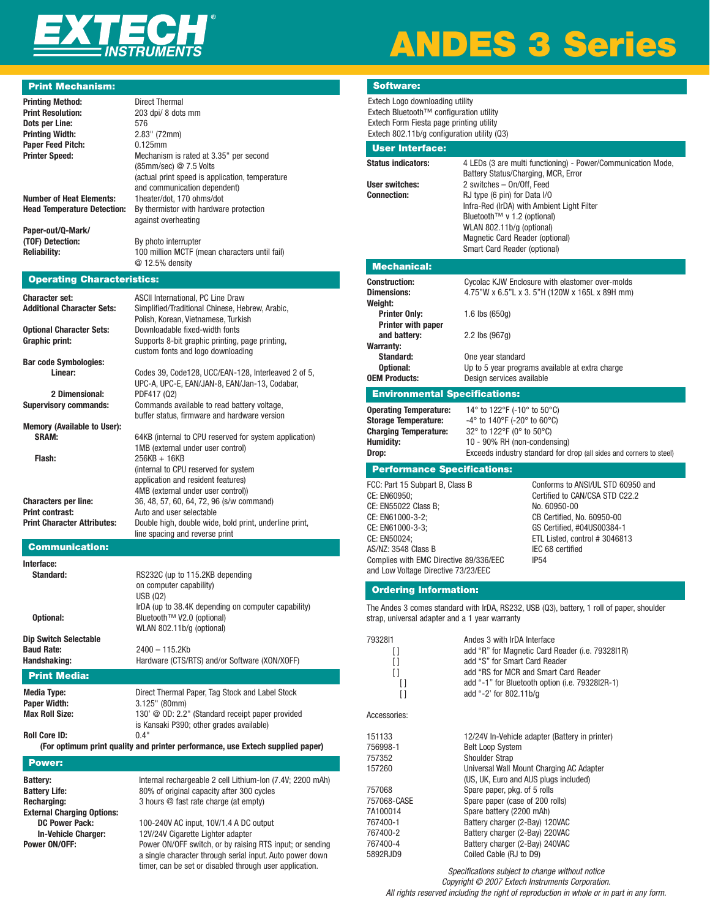# EXTECH INSTRUMENTS

# ANDES 3 Series

## Print Mechanism:

| | |
|---|---|
| **Printing Method:** | Direct Thermal |
| **Print Resolution:** | 203 dpi/ 8 dots mm |
| **Dots per Line:** | 576 |
| **Printing Width:** | 2.83" (72mm) |
| **Paper Feed Pitch:** | 0.125mm |
| **Printer Speed:** | Mechanism is rated at 3.35" per second (85mm/sec) @ 7.5 Volts (actual print speed is application, temperature and communication dependent) |
| **Number of Heat Elements:** | 1heater/dot, 170 ohms/dot |
| **Head Temperature Detection:** | By thermistor with hardware protection against overheating |
| **Paper-out/Q-Mark/ (TOF) Detection:** | By photo interrupter |
| **Reliability:** | 100 million MCTF (mean characters until fail) @ 12.5% density |

## Operating Characteristics:

| | |
|---|---|
| **Character set:** | ASCII International, PC Line Draw |
| **Additional Character Sets:** | Simplified/Traditional Chinese, Hebrew, Arabic, Polish, Korean, Vietnamese, Turkish |
| **Optional Character Sets:** | Downloadable fixed-width fonts |
| **Graphic print:** | Supports 8-bit graphic printing, page printing, custom fonts and logo downloading |
| **Bar code Symbologies:** | |
| **Linear:** | Codes 39, Code128, UCC/EAN-128, Interleaved 2 of 5, UPC-A, UPC-E, EAN/JAN-8, EAN/Jan-13, Codabar, |
| **2 Dimensional:** | PDF417 (Q2) |
| **Supervisory commands:** | Commands available to read battery voltage, buffer status, firmware and hardware version |
| **Memory (Available to User):** | |
| **SRAM:** | 64KB (internal to CPU reserved for system application) 1MB (external under user control) |
| **Flash:** | 256KB + 16KB (internal to CPU reserved for system application and resident features) 4MB (external under user control)) |
| **Characters per line:** | 36, 48, 57, 60, 64, 72, 96 (s/w command) |
| **Print contrast:** | Auto and user selectable |
| **Print Character Attributes:** | Double high, double wide, bold print, underline print, line spacing and reverse print |

## Communication:

| | |
|---|---|
| **Interface:** | |
| **Standard:** | RS232C (up to 115.2KB depending on computer capability) USB (Q2) IrDA (up to 38.4K depending on computer capability) |
| **Optional:** | Bluetooth™ V2.0 (optional) WLAN 802.11b/g (optional) |
| **Dip Switch Selectable Baud Rate:** | 2400 – 115.2Kb |
| **Handshaking:** | Hardware (CTS/RTS) and/or Software (XON/XOFF) |

## Print Media:

| | |
|---|---|
| **Media Type:** | Direct Thermal Paper, Tag Stock and Label Stock |
| **Paper Width:** | 3.125" (80mm) |
| **Max Roll Size:** | 130' @ OD: 2.2" (Standard receipt paper provided is Kansaki P390; other grades available) |
| **Roll Core ID:** | 0.4" |

**(For optimum print quality and printer performance, use Extech supplied paper)**

## Power:

| | |
|---|---|
| **Battery:** | Internal rechargeable 2 cell Lithium-Ion (7.4V; 2200 mAh) |
| **Battery Life:** | 80% of original capacity after 300 cycles |
| **Recharging:** | 3 hours @ fast rate charge (at empty) |
| **External Charging Options:** | |
| **DC Power Pack:** | 100-240V AC input, 10V/1.4 A DC output |
| **In-Vehicle Charger:** | 12V/24V Cigarette Lighter adapter |
| **Power ON/OFF:** | Power ON/OFF switch, or by raising RTS input; or sending a single character through serial input. Auto power down timer, can be set or disabled through user application. |

## Software:

Extech Logo downloading utility
Extech Bluetooth™ configuration utility
Extech Form Fiesta page printing utility
Extech 802.11b/g configuration utility (Q3)

## User Interface:

| | |
|---|---|
| **Status indicators:** | 4 LEDs (3 are multi functioning) - Power/Communication Mode, Battery Status/Charging, MCR, Error |
| **User switches:** | 2 switches – On/Off, Feed |
| **Connection:** | RJ type (6 pin) for Data I/O<br>Infra-Red (IrDA) with Ambient Light Filter<br>Bluetooth™ v 1.2 (optional)<br>WLAN 802.11b/g (optional)<br>Magnetic Card Reader (optional)<br>Smart Card Reader (optional) |

## Mechanical:

| | |
|---|---|
| **Construction:** | Cycolac KJW Enclosure with elastomer over-molds |
| **Dimensions:** | 4.75"W x 6.5"L x 3. 5"H (120W x 165L x 89H mm) |
| **Weight:** | |
| **Printer Only:** | 1.6 lbs (650g) |
| **Printer with paper and battery:** | 2.2 lbs (967g) |
| **Warranty:** | |
| **Standard:** | One year standard |
| **Optional:** | Up to 5 year programs available at extra charge |
| **OEM Products:** | Design services available |

## Environmental Specifications:

| | |
|---|---|
| **Operating Temperature:** | 14° to 122°F (-10° to 50°C) |
| **Storage Temperature:** | -4° to 140°F (-20° to 60°C) |
| **Charging Temperature:** | 32° to 122°F (0° to 50°C) |
| **Humidity:** | 10 - 90% RH (non-condensing) |
| **Drop:** | Exceeds industry standard for drop (all sides and corners to steel) |

## Performance Specifications:

FCC: Part 15 Subpart B, Class B
CE: EN60950;
CE: EN55022 Class B;
CE: EN61000-3-2;
CE: EN61000-3-3;
CE: EN50024;
AS/NZ: 3548 Class B
Complies with EMC Directive 89/336/EEC and Low Voltage Directive 73/23/EEC

Conforms to ANSI/UL STD 60950 and Certified to CAN/CSA STD C22.2 No. 60950-00
CB Certified, No. 60950-00
GS Certified, #04US00384-1
ETL Listed, control # 3046813
IEC 68 certified
IP54

## Ordering Information:

The Andes 3 comes standard with IrDA, RS232, USB (Q3), battery, 1 roll of paper, shoulder strap, universal adapter and a 1 year warranty

| | |
|---|---|
| 79328I1 | Andes 3 with IrDA Interface |
| [ ] | add "R" for Magnetic Card Reader (i.e. 79328I1R) |
| [ ] | add "S" for Smart Card Reader |
| [ ] | add "RS for MCR and Smart Card Reader |
| [ ] | add "-1" for Bluetooth option (i.e. 79328I2R-1) |
| [ ] | add "-2' for 802.11b/g |

Accessories:

| | |
|---|---|
| 151133 | 12/24V In-Vehicle adapter (Battery in printer) |
| 756998-1 | Belt Loop System |
| 757352 | Shoulder Strap |
| 157260 | Universal Wall Mount Charging AC Adapter (US, UK, Euro and AUS plugs included) |
| 757068 | Spare paper, pkg. of 5 rolls |
| 757068-CASE | Spare paper (case of 200 rolls) |
| 7A100014 | Spare battery (2200 mAh) |
| 767400-1 | Battery charger (2-Bay) 120VAC |
| 767400-2 | Battery charger (2-Bay) 220VAC |
| 767400-4 | Battery charger (2-Bay) 240VAC |
| 5892RJD9 | Coiled Cable (RJ to D9) |

*Specifications subject to change without notice*
*Copyright © 2007 Extech Instruments Corporation.*
*All rights reserved including the right of reproduction in whole or in part in any form.*